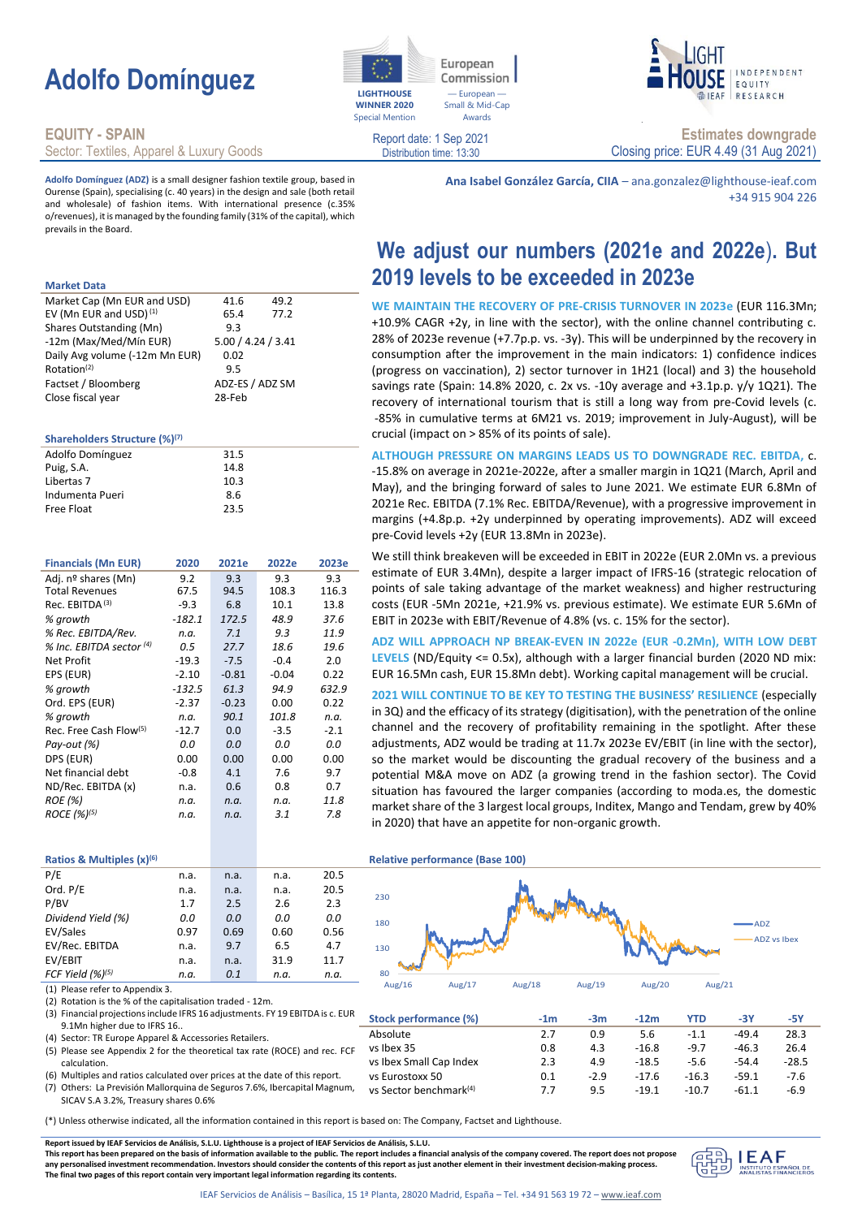# Adolfo Domínguez

**EQUITY - SPAIN**
Sector: Textiles, Apparel & Luxury Goods

LIGHTHOUSE WINNER 2020 Special Mention — European Commission — European — Small & Mid-Cap Awards

Report date: 1 Sep 2021
Distribution time: 13:30

LIGHTHOUSE — INDEPENDENT EQUITY RESEARCH — IEAF

**Estimates downgrade**
Closing price: EUR 4.49 (31 Aug 2021)

**Adolfo Domínguez (ADZ)** is a small designer fashion textile group, based in Ourense (Spain), specialising (c. 40 years) in the design and sale (both retail and wholesale) of fashion items. With international presence (c.35% o/revenues), it is managed by the founding family (31% of the capital), which prevails in the Board.

**Ana Isabel González García, CIIA** – ana.gonzalez@lighthouse-ieaf.com
+34 915 904 226

## We adjust our numbers (2021e and 2022e). But 2019 levels to be exceeded in 2023e

**WE MAINTAIN THE RECOVERY OF PRE-CRISIS TURNOVER IN 2023e** (EUR 116.3Mn; +10.9% CAGR +2y, in line with the sector), with the online channel contributing c. 28% of 2023e revenue (+7.7p.p. vs. -3y). This will be underpinned by the recovery in consumption after the improvement in the main indicators: 1) confidence indices (progress on vaccination), 2) sector turnover in 1H21 (local) and 3) the household savings rate (Spain: 14.8% 2020, c. 2x vs. -10y average and +3.1p.p. y/y 1Q21). The recovery of international tourism that is still a long way from pre-Covid levels (c. -85% in cumulative terms at 6M21 vs. 2019; improvement in July-August), will be crucial (impact on > 85% of its points of sale).

**ALTHOUGH PRESSURE ON MARGINS LEADS US TO DOWNGRADE REC. EBITDA,** c. -15.8% on average in 2021e-2022e, after a smaller margin in 1Q21 (March, April and May), and the bringing forward of sales to June 2021. We estimate EUR 6.8Mn of 2021e Rec. EBITDA (7.1% Rec. EBITDA/Revenue), with a progressive improvement in margins (+4.8p.p. +2y underpinned by operating improvements). ADZ will exceed pre-Covid levels +2y (EUR 13.8Mn in 2023e).

We still think breakeven will be exceeded in EBIT in 2022e (EUR 2.0Mn vs. a previous estimate of EUR 3.4Mn), despite a larger impact of IFRS-16 (strategic relocation of points of sale taking advantage of the market weakness) and higher restructuring costs (EUR -5Mn 2021e, +21.9% vs. previous estimate). We estimate EUR 5.6Mn of EBIT in 2023e with EBIT/Revenue of 4.8% (vs. c. 15% for the sector).

**ADZ WILL APPROACH NP BREAK-EVEN IN 2022e (EUR -0.2Mn), WITH LOW DEBT LEVELS** (ND/Equity <= 0.5x), although with a larger financial burden (2020 ND mix: EUR 16.5Mn cash, EUR 15.8Mn debt). Working capital management will be crucial.

**2021 WILL CONTINUE TO BE KEY TO TESTING THE BUSINESS' RESILIENCE** (especially in 3Q) and the efficacy of its strategy (digitisation), with the penetration of the online channel and the recovery of profitability remaining in the spotlight. After these adjustments, ADZ would be trading at 11.7x 2023e EV/EBIT (in line with the sector), so the market would be discounting the gradual recovery of the business and a potential M&A move on ADZ (a growing trend in the fashion sector). The Covid situation has favoured the larger companies (according to moda.es, the domestic market share of the 3 largest local groups, Inditex, Mango and Tendam, grew by 40% in 2020) that have an appetite for non-organic growth.

### Market Data

| | | |
|---|---|---|
| Market Cap (Mn EUR and USD) | 41.6 | 49.2 |
| EV (Mn EUR and USD) (1) | 65.4 | 77.2 |
| Shares Outstanding (Mn) | 9.3 | |
| -12m (Max/Med/Mín EUR) | 5.00 / 4.24 / 3.41 | |
| Daily Avg volume (-12m Mn EUR) | 0.02 | |
| Rotation(2) | 9.5 | |
| Factset / Bloomberg | ADZ-ES / ADZ SM | |
| Close fiscal year | 28-Feb | |

### Shareholders Structure (%)(7)

| | |
|---|---|
| Adolfo Domínguez | 31.5 |
| Puig, S.A. | 14.8 |
| Libertas 7 | 10.3 |
| Indumenta Pueri | 8.6 |
| Free Float | 23.5 |

### Financials (Mn EUR)

| Financials (Mn EUR) | 2020 | 2021e | 2022e | 2023e |
|---|---|---|---|---|
| Adj. nº shares (Mn) | 9.2 | 9.3 | 9.3 | 9.3 |
| Total Revenues | 67.5 | 94.5 | 108.3 | 116.3 |
| Rec. EBITDA (3) | -9.3 | 6.8 | 10.1 | 13.8 |
| *% growth* | *-182.1* | *172.5* | *48.9* | *37.6* |
| *% Rec. EBITDA/Rev.* | *n.a.* | *7.1* | *9.3* | *11.9* |
| *% Inc. EBITDA sector (4)* | *0.5* | *27.7* | *18.6* | *19.6* |
| Net Profit | -19.3 | -7.5 | -0.4 | 2.0 |
| EPS (EUR) | -2.10 | -0.81 | -0.04 | 0.22 |
| *% growth* | *-132.5* | *61.3* | *94.9* | *632.9* |
| Ord. EPS (EUR) | -2.37 | -0.23 | 0.00 | 0.22 |
| *% growth* | *n.a.* | *90.1* | *101.8* | *n.a.* |
| Rec. Free Cash Flow(5) | -12.7 | 0.0 | -3.5 | -2.1 |
| *Pay-out (%)* | *0.0* | *0.0* | *0.0* | *0.0* |
| DPS (EUR) | 0.00 | 0.00 | 0.00 | 0.00 |
| Net financial debt | -0.8 | 4.1 | 7.6 | 9.7 |
| ND/Rec. EBITDA (x) | n.a. | 0.6 | 0.8 | 0.7 |
| *ROE (%)* | *n.a.* | *n.a.* | *n.a.* | *11.8* |
| *ROCE (%)(5)* | *n.a.* | *n.a.* | *3.1* | *7.8* |

### Ratios & Multiples (x)(6)

| | 2020 | 2021e | 2022e | 2023e |
|---|---|---|---|---|
| P/E | n.a. | n.a. | n.a. | 20.5 |
| Ord. P/E | n.a. | n.a. | n.a. | 20.5 |
| P/BV | 1.7 | 2.5 | 2.6 | 2.3 |
| *Dividend Yield (%)* | *0.0* | *0.0* | *0.0* | *0.0* |
| EV/Sales | 0.97 | 0.69 | 0.60 | 0.56 |
| EV/Rec. EBITDA | n.a. | 9.7 | 6.5 | 4.7 |
| EV/EBIT | n.a. | n.a. | 31.9 | 11.7 |
| *FCF Yield (%)(5)* | *n.a.* | *0.1* | *n.a.* | *n.a.* |

(1) Please refer to Appendix 3.
(2) Rotation is the % of the capitalisation traded - 12m.
(3) Financial projections include IFRS 16 adjustments. FY 19 EBITDA is c. EUR 9.1Mn higher due to IFRS 16..
(4) Sector: TR Europe Apparel & Accessories Retailers.
(5) Please see Appendix 2 for the theoretical tax rate (ROCE) and rec. FCF calculation.
(6) Multiples and ratios calculated over prices at the date of this report.
(7) Others: La Previsión Mallorquina de Seguros 7.6%, Ibercapital Magnum, SICAV S.A 3.2%, Treasury shares 0.6%

### Relative performance (Base 100)

### Stock performance (%)

| Stock performance (%) | -1m | -3m | -12m | YTD | -3Y | -5Y |
|---|---|---|---|---|---|---|
| Absolute | 2.7 | 0.9 | 5.6 | -1.1 | -49.4 | 28.3 |
| vs Ibex 35 | 0.8 | 4.3 | -16.8 | -9.7 | -46.3 | 26.4 |
| vs Ibex Small Cap Index | 2.3 | 4.9 | -18.5 | -5.6 | -54.4 | -28.5 |
| vs Eurostoxx 50 | 0.1 | -2.9 | -17.6 | -16.3 | -59.1 | -7.6 |
| vs Sector benchmark(4) | 7.7 | 9.5 | -19.1 | -10.7 | -61.1 | -6.9 |

(*) Unless otherwise indicated, all the information contained in this report is based on: The Company, Factset and Lighthouse.

**Report issued by IEAF Servicios de Análisis, S.L.U. Lighthouse is a project of IEAF Servicios de Análisis, S.L.U.**
**This report has been prepared on the basis of information available to the public. The report includes a financial analysis of the company covered. The report does not propose any personalised investment recommendation. Investors should consider the contents of this report as just another element in their investment decision-making process. The final two pages of this report contain very important legal information regarding its contents.**

IEAF Servicios de Análisis – Basílica, 15 1ª Planta, 28020 Madrid, España – Tel. +34 91 563 19 72 – www.ieaf.com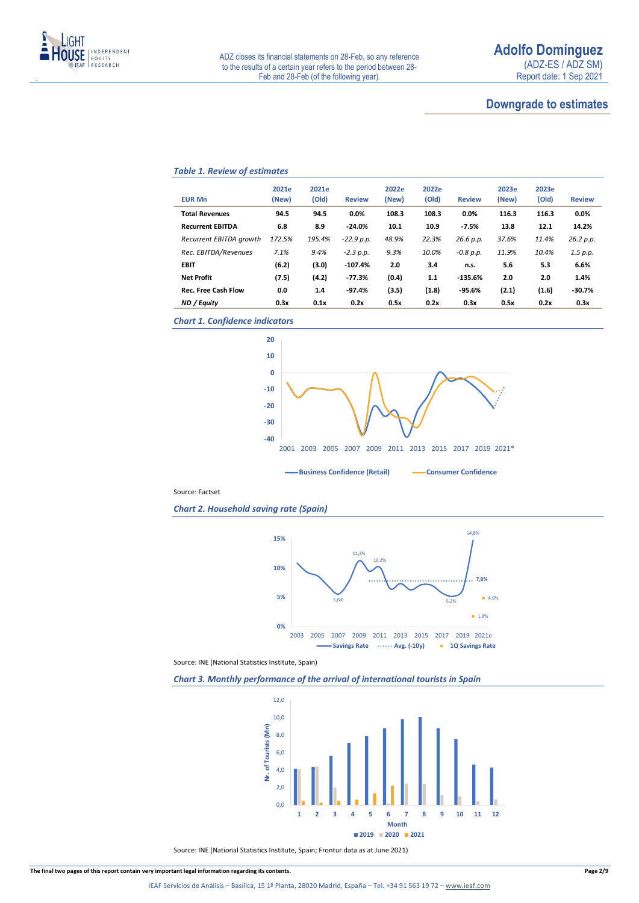## Downgrade to estimates

*Table 1. Review of estimates*

| EUR Mn | 2021e (New) | 2021e (Old) | Review | 2022e (New) | 2022e (Old) | Review | 2023e (New) | 2023e (Old) | Review |
|---|---|---|---|---|---|---|---|---|---|
| **Total Revenues** | **94.5** | **94.5** | **0.0%** | **108.3** | **108.3** | **0.0%** | **116.3** | **116.3** | **0.0%** |
| **Recurrent EBITDA** | **6.8** | **8.9** | **-24.0%** | **10.1** | **10.9** | **-7.5%** | **13.8** | **12.1** | **14.2%** |
| *Recurrent EBITDA growth* | *172.5%* | *195.4%* | *-22.9 p.p.* | *48.9%* | *22.3%* | *26.6 p.p.* | *37.6%* | *11.4%* | *26.2 p.p.* |
| *Rec. EBITDA/Revenues* | *7.1%* | *9.4%* | *-2.3 p.p.* | *9.3%* | *10.0%* | *-0.8 p.p.* | *11.9%* | *10.4%* | *1.5 p.p.* |
| **EBIT** | **(6.2)** | **(3.0)** | **-107.4%** | **2.0** | **3.4** | **n.s.** | **5.6** | **5.3** | **6.6%** |
| **Net Profit** | **(7.5)** | **(4.2)** | **-77.3%** | **(0.4)** | **1.1** | **-135.6%** | **2.0** | **2.0** | **1.4%** |
| **Rec. Free Cash Flow** | **0.0** | **1.4** | **-97.4%** | **(3.5)** | **(1.8)** | **-95.6%** | **(2.1)** | **(1.6)** | **-30.7%** |
| ***ND / Equity*** | **0.3x** | **0.1x** | **0.2x** | **0.5x** | **0.2x** | **0.3x** | **0.5x** | **0.2x** | **0.3x** |

*Chart 1. Confidence indicators*

Source: Factset

*Chart 2. Household saving rate (Spain)*

Source: INE (National Statistics Institute, Spain)

*Chart 3. Monthly performance of the arrival of international tourists in Spain*

Source: INE (National Statistics Institute, Spain; Frontur data as at June 2021)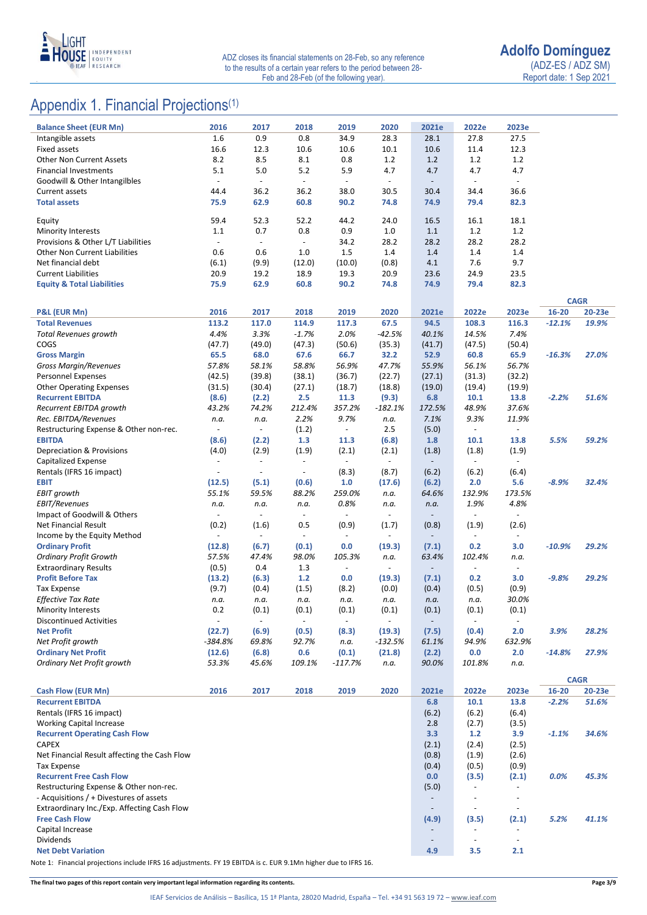# Appendix 1. Financial Projections(1)

| Balance Sheet (EUR Mn) | 2016 | 2017 | 2018 | 2019 | 2020 | 2021e | 2022e | 2023e |
|---|---|---|---|---|---|---|---|---|
| Intangible assets | 1.6 | 0.9 | 0.8 | 34.9 | 28.3 | 28.1 | 27.8 | 27.5 |
| Fixed assets | 16.6 | 12.3 | 10.6 | 10.6 | 10.1 | 10.6 | 11.4 | 12.3 |
| Other Non Current Assets | 8.2 | 8.5 | 8.1 | 0.8 | 1.2 | 1.2 | 1.2 | 1.2 |
| Financial Investments | 5.1 | 5.0 | 5.2 | 5.9 | 4.7 | 4.7 | 4.7 | 4.7 |
| Goodwill & Other Intangilbles | - | - | - | - | - | - | - | - |
| Current assets | 44.4 | 36.2 | 36.2 | 38.0 | 30.5 | 30.4 | 34.4 | 36.6 |
| **Total assets** | **75.9** | **62.9** | **60.8** | **90.2** | **74.8** | **74.9** | **79.4** | **82.3** |
| | | | | | | | | |
| Equity | 59.4 | 52.3 | 52.2 | 44.2 | 24.0 | 16.5 | 16.1 | 18.1 |
| Minority Interests | 1.1 | 0.7 | 0.8 | 0.9 | 1.0 | 1.1 | 1.2 | 1.2 |
| Provisions & Other L/T Liabilities | - | - | - | 34.2 | 28.2 | 28.2 | 28.2 | 28.2 |
| Other Non Current Liabilities | 0.6 | 0.6 | 1.0 | 1.5 | 1.4 | 1.4 | 1.4 | 1.4 |
| Net financial debt | (6.1) | (9.9) | (12.0) | (10.0) | (0.8) | 4.1 | 7.6 | 9.7 |
| Current Liabilities | 20.9 | 19.2 | 18.9 | 19.3 | 20.9 | 23.6 | 24.9 | 23.5 |
| **Equity & Total Liabilities** | **75.9** | **62.9** | **60.8** | **90.2** | **74.8** | **74.9** | **79.4** | **82.3** |

| P&L (EUR Mn) | 2016 | 2017 | 2018 | 2019 | 2020 | 2021e | 2022e | 2023e | CAGR 16-20 | CAGR 20-23e |
|---|---|---|---|---|---|---|---|---|---|---|
| **Total Revenues** | **113.2** | **117.0** | **114.9** | **117.3** | **67.5** | **94.5** | **108.3** | **116.3** | ***-12.1%*** | ***19.9%*** |
| *Total Revenues growth* | *4.4%* | *3.3%* | *-1.7%* | *2.0%* | *-42.5%* | *40.1%* | *14.5%* | *7.4%* | | |
| COGS | (47.7) | (49.0) | (47.3) | (50.6) | (35.3) | (41.7) | (47.5) | (50.4) | | |
| **Gross Margin** | **65.5** | **68.0** | **67.6** | **66.7** | **32.2** | **52.9** | **60.8** | **65.9** | ***-16.3%*** | ***27.0%*** |
| *Gross Margin/Revenues* | *57.8%* | *58.1%* | *58.8%* | *56.9%* | *47.7%* | *55.9%* | *56.1%* | *56.7%* | | |
| Personnel Expenses | (42.5) | (39.8) | (38.1) | (36.7) | (22.7) | (27.1) | (31.3) | (32.2) | | |
| Other Operating Expenses | (31.5) | (30.4) | (27.1) | (18.7) | (18.8) | (19.0) | (19.4) | (19.9) | | |
| **Recurrent EBITDA** | **(8.6)** | **(2.2)** | **2.5** | **11.3** | **(9.3)** | **6.8** | **10.1** | **13.8** | ***-2.2%*** | ***51.6%*** |
| *Recurrent EBITDA growth* | *43.2%* | *74.2%* | *212.4%* | *357.2%* | *-182.1%* | *172.5%* | *48.9%* | *37.6%* | | |
| *Rec. EBITDA/Revenues* | *n.a.* | *n.a.* | *2.2%* | *9.7%* | *n.a.* | *7.1%* | *9.3%* | *11.9%* | | |
| Restructuring Expense & Other non-rec. | - | - | (1.2) | - | 2.5 | (5.0) | - | - | | |
| **EBITDA** | **(8.6)** | **(2.2)** | **1.3** | **11.3** | **(6.8)** | **1.8** | **10.1** | **13.8** | ***5.5%*** | ***59.2%*** |
| Depreciation & Provisions | (4.0) | (2.9) | (1.9) | (2.1) | (2.1) | (1.8) | (1.8) | (1.9) | | |
| Capitalized Expense | - | - | - | - | - | - | - | - | | |
| Rentals (IFRS 16 impact) | - | - | - | (8.3) | (8.7) | (6.2) | (6.2) | (6.4) | | |
| **EBIT** | **(12.5)** | **(5.1)** | **(0.6)** | **1.0** | **(17.6)** | **(6.2)** | **2.0** | **5.6** | ***-8.9%*** | ***32.4%*** |
| *EBIT growth* | *55.1%* | *59.5%* | *88.2%* | *259.0%* | *n.a.* | *64.6%* | *132.9%* | *173.5%* | | |
| *EBIT/Revenues* | *n.a.* | *n.a.* | *n.a.* | *0.8%* | *n.a.* | *n.a.* | *1.9%* | *4.8%* | | |
| Impact of Goodwill & Others | - | - | - | - | - | - | - | - | | |
| Net Financial Result | (0.2) | (1.6) | 0.5 | (0.9) | (1.7) | (0.8) | (1.9) | (2.6) | | |
| Income by the Equity Method | - | - | - | - | - | - | - | - | | |
| **Ordinary Profit** | **(12.8)** | **(6.7)** | **(0.1)** | **0.0** | **(19.3)** | **(7.1)** | **0.2** | **3.0** | ***-10.9%*** | ***29.2%*** |
| *Ordinary Profit Growth* | *57.5%* | *47.4%* | *98.0%* | *105.3%* | *n.a.* | *63.4%* | *102.4%* | *n.a.* | | |
| Extraordinary Results | (0.5) | 0.4 | 1.3 | - | - | - | - | - | | |
| **Profit Before Tax** | **(13.2)** | **(6.3)** | **1.2** | **0.0** | **(19.3)** | **(7.1)** | **0.2** | **3.0** | ***-9.8%*** | ***29.2%*** |
| Tax Expense | (9.7) | (0.4) | (1.5) | (8.2) | (0.0) | (0.4) | (0.5) | (0.9) | | |
| *Effective Tax Rate* | *n.a.* | *n.a.* | *n.a.* | *n.a.* | *n.a.* | *n.a.* | *n.a.* | *30.0%* | | |
| Minority Interests | 0.2 | (0.1) | (0.1) | (0.1) | (0.1) | (0.1) | (0.1) | (0.1) | | |
| Discontinued Activities | - | - | - | - | - | - | - | - | | |
| **Net Profit** | **(22.7)** | **(6.9)** | **(0.5)** | **(8.3)** | **(19.3)** | **(7.5)** | **(0.4)** | **2.0** | ***3.9%*** | ***28.2%*** |
| *Net Profit growth* | *-384.8%* | *69.8%* | *92.7%* | *n.a.* | *-132.5%* | *61.1%* | *94.9%* | *632.9%* | | |
| **Ordinary Net Profit** | **(12.6)** | **(6.8)** | **0.6** | **(0.1)** | **(21.8)** | **(2.2)** | **0.0** | **2.0** | ***-14.8%*** | ***27.9%*** |
| *Ordinary Net Profit growth* | *53.3%* | *45.6%* | *109.1%* | *-117.7%* | *n.a.* | *90.0%* | *101.8%* | *n.a.* | | |

| Cash Flow (EUR Mn) | 2016 | 2017 | 2018 | 2019 | 2020 | 2021e | 2022e | 2023e | CAGR 16-20 | CAGR 20-23e |
|---|---|---|---|---|---|---|---|---|---|---|
| **Recurrent EBITDA** | | | | | | **6.8** | **10.1** | **13.8** | ***-2.2%*** | ***51.6%*** |
| Rentals (IFRS 16 impact) | | | | | | (6.2) | (6.2) | (6.4) | | |
| Working Capital Increase | | | | | | 2.8 | (2.7) | (3.5) | | |
| **Recurrent Operating Cash Flow** | | | | | | **3.3** | **1.2** | **3.9** | ***-1.1%*** | ***34.6%*** |
| CAPEX | | | | | | (2.1) | (2.4) | (2.5) | | |
| Net Financial Result affecting the Cash Flow | | | | | | (0.8) | (1.9) | (2.6) | | |
| Tax Expense | | | | | | (0.4) | (0.5) | (0.9) | | |
| **Recurrent Free Cash Flow** | | | | | | **0.0** | **(3.5)** | **(2.1)** | ***0.0%*** | ***45.3%*** |
| Restructuring Expense & Other non-rec. | | | | | | (5.0) | - | - | | |
| - Acquisitions / + Divestures of assets | | | | | | - | - | - | | |
| Extraordinary Inc./Exp. Affecting Cash Flow | | | | | | - | - | - | | |
| **Free Cash Flow** | | | | | | **(4.9)** | **(3.5)** | **(2.1)** | ***5.2%*** | ***41.1%*** |
| Capital Increase | | | | | | - | - | - | | |
| Dividends | | | | | | - | - | - | | |
| **Net Debt Variation** | | | | | | **4.9** | **3.5** | **2.1** | | |

Note 1: Financial projections include IFRS 16 adjustments. FY 19 EBITDA is c. EUR 9.1Mn higher due to IFRS 16.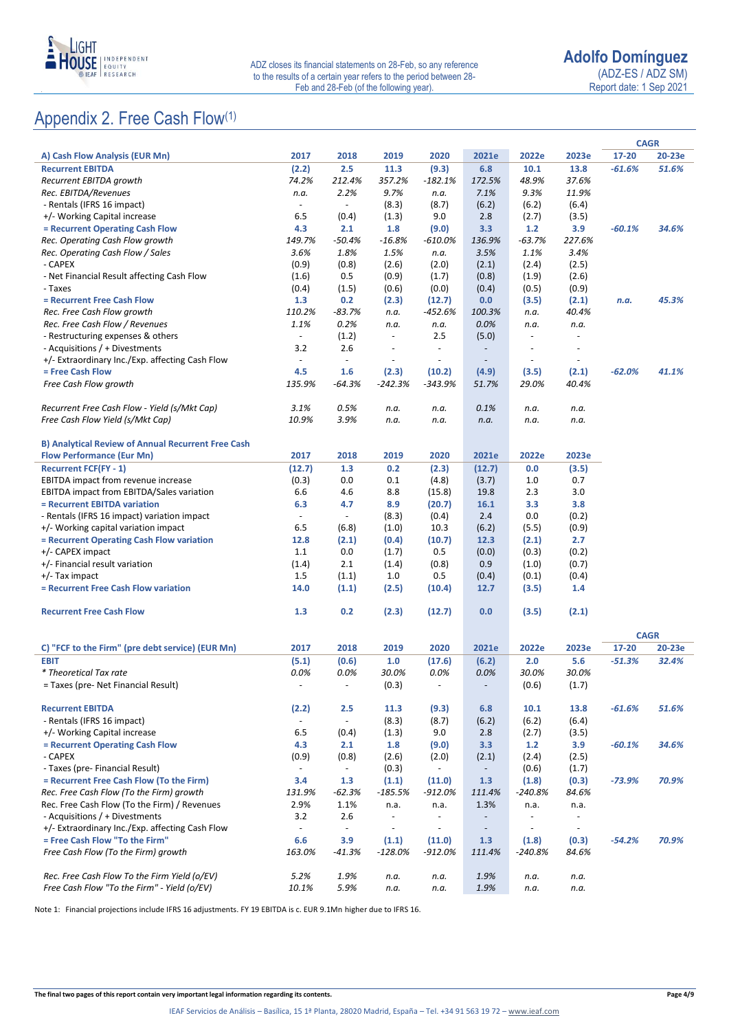# Appendix 2. Free Cash Flow(1)

| A) Cash Flow Analysis (EUR Mn) | 2017 | 2018 | 2019 | 2020 | 2021e | 2022e | 2023e | CAGR 17-20 | CAGR 20-23e |
|---|---|---|---|---|---|---|---|---|---|
| **Recurrent EBITDA** | **(2.2)** | **2.5** | **11.3** | **(9.3)** | **6.8** | **10.1** | **13.8** | ***-61.6%*** | ***51.6%*** |
| *Recurrent EBITDA growth* | *74.2%* | *212.4%* | *357.2%* | *-182.1%* | *172.5%* | *48.9%* | *37.6%* | | |
| *Rec. EBITDA/Revenues* | *n.a.* | *2.2%* | *9.7%* | *n.a.* | *7.1%* | *9.3%* | *11.9%* | | |
| - Rentals (IFRS 16 impact) | - | - | (8.3) | (8.7) | (6.2) | (6.2) | (6.4) | | |
| +/- Working Capital increase | 6.5 | (0.4) | (1.3) | 9.0 | 2.8 | (2.7) | (3.5) | | |
| **= Recurrent Operating Cash Flow** | **4.3** | **2.1** | **1.8** | **(9.0)** | **3.3** | **1.2** | **3.9** | ***-60.1%*** | ***34.6%*** |
| *Rec. Operating Cash Flow growth* | *149.7%* | *-50.4%* | *-16.8%* | *-610.0%* | *136.9%* | *-63.7%* | *227.6%* | | |
| *Rec. Operating Cash Flow / Sales* | *3.6%* | *1.8%* | *1.5%* | *n.a.* | *3.5%* | *1.1%* | *3.4%* | | |
| - CAPEX | (0.9) | (0.8) | (2.6) | (2.0) | (2.1) | (2.4) | (2.5) | | |
| - Net Financial Result affecting Cash Flow | (1.6) | 0.5 | (0.9) | (1.7) | (0.8) | (1.9) | (2.6) | | |
| - Taxes | (0.4) | (1.5) | (0.6) | (0.0) | (0.4) | (0.5) | (0.9) | | |
| **= Recurrent Free Cash Flow** | **1.3** | **0.2** | **(2.3)** | **(12.7)** | **0.0** | **(3.5)** | **(2.1)** | ***n.a.*** | ***45.3%*** |
| *Rec. Free Cash Flow growth* | *110.2%* | *-83.7%* | *n.a.* | *-452.6%* | *100.3%* | *n.a.* | *40.4%* | | |
| *Rec. Free Cash Flow / Revenues* | *1.1%* | *0.2%* | *n.a.* | *n.a.* | *0.0%* | *n.a.* | *n.a.* | | |
| - Restructuring expenses & others | - | (1.2) | - | 2.5 | (5.0) | - | - | | |
| - Acquisitions / + Divestments | 3.2 | 2.6 | - | - | - | - | - | | |
| +/- Extraordinary Inc./Exp. affecting Cash Flow | - | - | - | - | - | - | - | | |
| **= Free Cash Flow** | **4.5** | **1.6** | **(2.3)** | **(10.2)** | **(4.9)** | **(3.5)** | **(2.1)** | ***-62.0%*** | ***41.1%*** |
| *Free Cash Flow growth* | *135.9%* | *-64.3%* | *-242.3%* | *-343.9%* | *51.7%* | *29.0%* | *40.4%* | | |
| | | | | | | | | | |
| *Recurrent Free Cash Flow - Yield (s/Mkt Cap)* | *3.1%* | *0.5%* | *n.a.* | *n.a.* | *0.1%* | *n.a.* | *n.a.* | | |
| *Free Cash Flow Yield (s/Mkt Cap)* | *10.9%* | *3.9%* | *n.a.* | *n.a.* | *n.a.* | *n.a.* | *n.a.* | | |

| B) Analytical Review of Annual Recurrent Free Cash Flow Performance (Eur Mn) | 2017 | 2018 | 2019 | 2020 | 2021e | 2022e | 2023e |
|---|---|---|---|---|---|---|---|
| **Recurrent FCF(FY - 1)** | **(12.7)** | **1.3** | **0.2** | **(2.3)** | **(12.7)** | **0.0** | **(3.5)** |
| EBITDA impact from revenue increase | (0.3) | 0.0 | 0.1 | (4.8) | (3.7) | 1.0 | 0.7 |
| EBITDA impact from EBITDA/Sales variation | 6.6 | 4.6 | 8.8 | (15.8) | 19.8 | 2.3 | 3.0 |
| **= Recurrent EBITDA variation** | **6.3** | **4.7** | **8.9** | **(20.7)** | **16.1** | **3.3** | **3.8** |
| - Rentals (IFRS 16 impact) variation impact | - | - | (8.3) | (0.4) | 2.4 | 0.0 | (0.2) |
| +/- Working capital variation impact | 6.5 | (6.8) | (1.0) | 10.3 | (6.2) | (5.5) | (0.9) |
| **= Recurrent Operating Cash Flow variation** | **12.8** | **(2.1)** | **(0.4)** | **(10.7)** | **12.3** | **(2.1)** | **2.7** |
| +/- CAPEX impact | 1.1 | 0.0 | (1.7) | 0.5 | (0.0) | (0.3) | (0.2) |
| +/- Financial result variation | (1.4) | 2.1 | (1.4) | (0.8) | 0.9 | (1.0) | (0.7) |
| +/- Tax impact | 1.5 | (1.1) | 1.0 | 0.5 | (0.4) | (0.1) | (0.4) |
| **= Recurrent Free Cash Flow variation** | **14.0** | **(1.1)** | **(2.5)** | **(10.4)** | **12.7** | **(3.5)** | **1.4** |
| | | | | | | | |
| **Recurrent Free Cash Flow** | **1.3** | **0.2** | **(2.3)** | **(12.7)** | **0.0** | **(3.5)** | **(2.1)** |

| C) "FCF to the Firm" (pre debt service) (EUR Mn) | 2017 | 2018 | 2019 | 2020 | 2021e | 2022e | 2023e | CAGR 17-20 | CAGR 20-23e |
|---|---|---|---|---|---|---|---|---|---|
| **EBIT** | **(5.1)** | **(0.6)** | **1.0** | **(17.6)** | **(6.2)** | **2.0** | **5.6** | ***-51.3%*** | ***32.4%*** |
| *\* Theoretical Tax rate* | *0.0%* | *0.0%* | *30.0%* | *0.0%* | *0.0%* | *30.0%* | *30.0%* | | |
| = Taxes (pre- Net Financial Result) | - | - | (0.3) | - | - | (0.6) | (1.7) | | |
| | | | | | | | | | |
| **Recurrent EBITDA** | **(2.2)** | **2.5** | **11.3** | **(9.3)** | **6.8** | **10.1** | **13.8** | ***-61.6%*** | ***51.6%*** |
| - Rentals (IFRS 16 impact) | - | - | (8.3) | (8.7) | (6.2) | (6.2) | (6.4) | | |
| +/- Working Capital increase | 6.5 | (0.4) | (1.3) | 9.0 | 2.8 | (2.7) | (3.5) | | |
| **= Recurrent Operating Cash Flow** | **4.3** | **2.1** | **1.8** | **(9.0)** | **3.3** | **1.2** | **3.9** | ***-60.1%*** | ***34.6%*** |
| - CAPEX | (0.9) | (0.8) | (2.6) | (2.0) | (2.1) | (2.4) | (2.5) | | |
| - Taxes (pre- Financial Result) | - | - | (0.3) | - | - | (0.6) | (1.7) | | |
| **= Recurrent Free Cash Flow (To the Firm)** | **3.4** | **1.3** | **(1.1)** | **(11.0)** | **1.3** | **(1.8)** | **(0.3)** | ***-73.9%*** | ***70.9%*** |
| *Rec. Free Cash Flow (To the Firm) growth* | *131.9%* | *-62.3%* | *-185.5%* | *-912.0%* | *111.4%* | *-240.8%* | *84.6%* | | |
| Rec. Free Cash Flow (To the Firm) / Revenues | 2.9% | 1.1% | n.a. | n.a. | 1.3% | n.a. | n.a. | | |
| - Acquisitions / + Divestments | 3.2 | 2.6 | - | - | - | - | - | | |
| +/- Extraordinary Inc./Exp. affecting Cash Flow | - | - | - | - | - | - | - | | |
| **= Free Cash Flow "To the Firm"** | **6.6** | **3.9** | **(1.1)** | **(11.0)** | **1.3** | **(1.8)** | **(0.3)** | ***-54.2%*** | ***70.9%*** |
| *Free Cash Flow (To the Firm) growth* | *163.0%* | *-41.3%* | *-128.0%* | *-912.0%* | *111.4%* | *-240.8%* | *84.6%* | | |
| | | | | | | | | | |
| *Rec. Free Cash Flow To the Firm Yield (o/EV)* | *5.2%* | *1.9%* | *n.a.* | *n.a.* | *1.9%* | *n.a.* | *n.a.* | | |
| *Free Cash Flow "To the Firm" - Yield (o/EV)* | *10.1%* | *5.9%* | *n.a.* | *n.a.* | *1.9%* | *n.a.* | *n.a.* | | |

Note 1: Financial projections include IFRS 16 adjustments. FY 19 EBITDA is c. EUR 9.1Mn higher due to IFRS 16.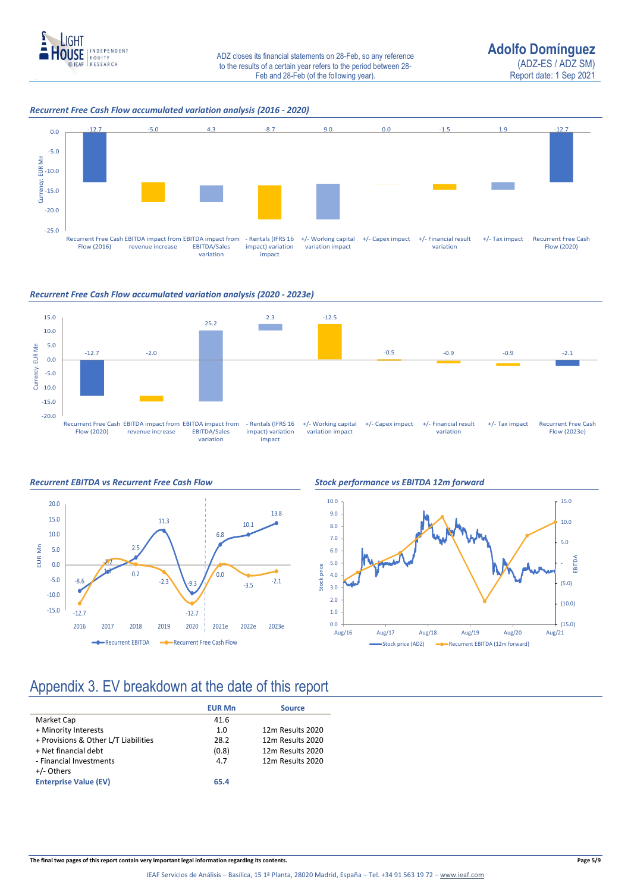*Recurrent Free Cash Flow accumulated variation analysis (2016 - 2020)*

| Recurrent Free Cash Flow (2016) | EBITDA impact from revenue increase | EBITDA impact from EBITDA/Sales variation | - Rentals (IFRS 16 impact) variation impact | +/- Working capital variation impact | +/- Capex impact | +/- Financial result variation | +/- Tax impact | Recurrent Free Cash Flow (2020) |
|---|---|---|---|---|---|---|---|---|
| -12.7 | -5.0 | 4.3 | -8.7 | 9.0 | 0.0 | -1.5 | 1.9 | -12.7 |

*Recurrent Free Cash Flow accumulated variation analysis (2020 - 2023e)*

| Recurrent Free Cash Flow (2020) | EBITDA impact from revenue increase | EBITDA impact from EBITDA/Sales variation | - Rentals (IFRS 16 impact) variation impact | +/- Working capital variation impact | +/- Capex impact | +/- Financial result variation | +/- Tax impact | Recurrent Free Cash Flow (2023e) |
|---|---|---|---|---|---|---|---|---|
| -12.7 | -2.0 | 25.2 | 2.3 | -12.5 | -0.5 | -0.9 | -0.9 | -2.1 |

*Recurrent EBITDA vs Recurrent Free Cash Flow*

| EUR Mn | 2016 | 2017 | 2018 | 2019 | 2020 | 2021e | 2022e | 2023e |
|---|---|---|---|---|---|---|---|---|
| Recurrent EBITDA | -8.6 | -1.3 | 2.5 | 11.3 | -9.3 | 6.8 | 10.1 | 13.8 |
| Recurrent Free Cash Flow | -12.7 | 2.2 | 0.2 | -2.3 | -12.7 | 0.0 | -3.5 | -2.1 |

*Stock performance vs EBITDA 12m forward*

# Appendix 3. EV breakdown at the date of this report

| | EUR Mn | Source |
|---|---|---|
| Market Cap | 41.6 | |
| + Minority Interests | 1.0 | 12m Results 2020 |
| + Provisions & Other L/T Liabilities | 28.2 | 12m Results 2020 |
| + Net financial debt | (0.8) | 12m Results 2020 |
| - Financial Investments | 4.7 | 12m Results 2020 |
| +/- Others | | |
| **Enterprise Value (EV)** | **65.4** | |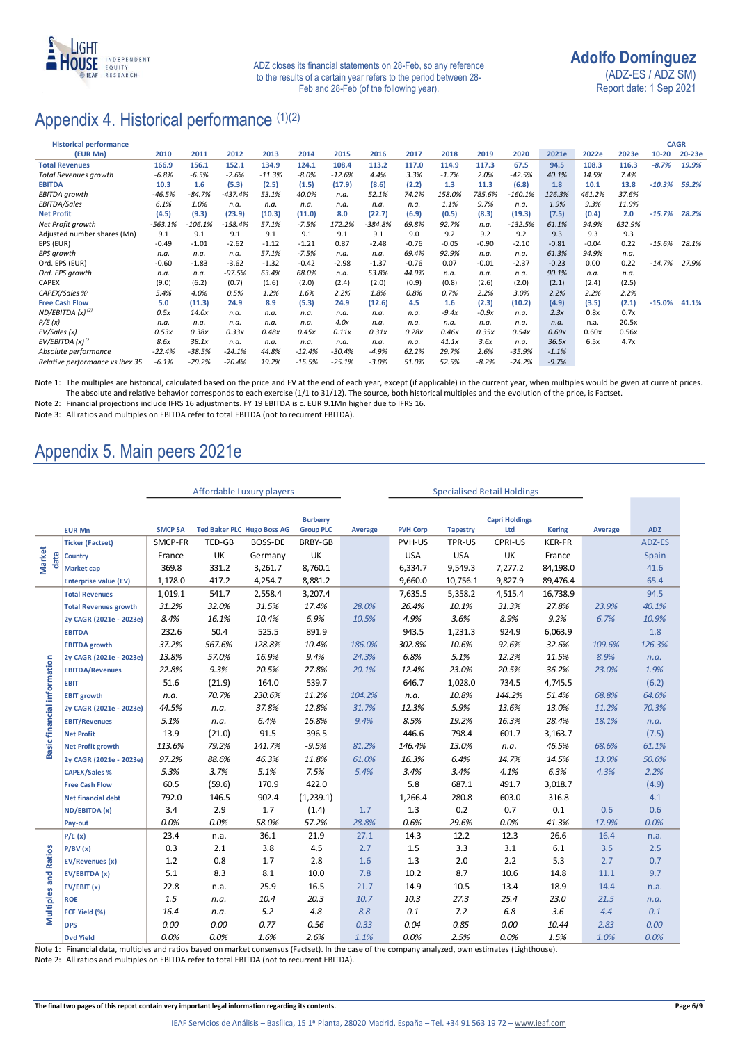# Appendix 4. Historical performance (1)(2)

| Historical performance (EUR Mn) | 2010 | 2011 | 2012 | 2013 | 2014 | 2015 | 2016 | 2017 | 2018 | 2019 | 2020 | 2021e | 2022e | 2023e | CAGR 10-20 | CAGR 20-23e |
|---|---|---|---|---|---|---|---|---|---|---|---|---|---|---|---|---|
| **Total Revenues** | 166.9 | 156.1 | 152.1 | 134.9 | 124.1 | 108.4 | 113.2 | 117.0 | 114.9 | 117.3 | 67.5 | 94.5 | 108.3 | 116.3 | -8.7% | 19.9% |
| *Total Revenues growth* | -6.8% | -6.5% | -2.6% | -11.3% | -8.0% | -12.6% | 4.4% | 3.3% | -1.7% | 2.0% | -42.5% | 40.1% | 14.5% | 7.4% | | |
| **EBITDA** | 10.3 | 1.6 | (5.3) | (2.5) | (1.5) | (17.9) | (8.6) | (2.2) | 1.3 | 11.3 | (6.8) | 1.8 | 10.1 | 13.8 | -10.3% | 59.2% |
| *EBITDA growth* | -46.5% | -84.7% | -437.4% | 53.1% | 40.0% | n.a. | 52.1% | 74.2% | 158.0% | 785.6% | -160.1% | 126.3% | 461.2% | 37.6% | | |
| *EBITDA/Sales* | 6.1% | 1.0% | n.a. | n.a. | n.a. | n.a. | n.a. | n.a. | 1.1% | 9.7% | n.a. | 1.9% | 9.3% | 11.9% | | |
| **Net Profit** | (4.5) | (9.3) | (23.9) | (10.3) | (11.0) | 8.0 | (22.7) | (6.9) | (0.5) | (8.3) | (19.3) | (7.5) | (0.4) | 2.0 | -15.7% | 28.2% |
| *Net Profit growth* | -563.1% | -106.1% | -158.4% | 57.1% | -7.5% | 172.2% | -384.8% | 69.8% | 92.7% | n.a. | -132.5% | 61.1% | 94.9% | 632.9% | | |
| Adjusted number shares (Mn) | 9.1 | 9.1 | 9.1 | 9.1 | 9.1 | 9.1 | 9.1 | 9.0 | 9.2 | 9.2 | 9.2 | 9.3 | 9.3 | 9.3 | | |
| EPS (EUR) | -0.49 | -1.01 | -2.62 | -1.12 | -1.21 | 0.87 | -2.48 | -0.76 | -0.05 | -0.90 | -2.10 | -0.81 | -0.04 | 0.22 | -15.6% | 28.1% |
| *EPS growth* | n.a. | n.a. | n.a. | 57.1% | -7.5% | n.a. | n.a. | 69.4% | 92.9% | n.a. | n.a. | 61.3% | 94.9% | n.a. | | |
| Ord. EPS (EUR) | -0.60 | -1.83 | -3.62 | -1.32 | -0.42 | -2.98 | -1.37 | -0.76 | 0.07 | -0.01 | -2.37 | -0.23 | 0.00 | 0.22 | -14.7% | 27.9% |
| *Ord. EPS growth* | n.a. | n.a. | -97.5% | 63.4% | 68.0% | n.a. | 53.8% | 44.9% | n.a. | n.a. | n.a. | 90.1% | n.a. | n.a. | | |
| CAPEX | (9.0) | (6.2) | (0.7) | (1.6) | (2.0) | (2.4) | (2.0) | (0.9) | (0.8) | (2.6) | (2.0) | (2.1) | (2.4) | (2.5) | | |
| *CAPEX/Sales %* | 5.4% | 4.0% | 0.5% | 1.2% | 1.6% | 2.2% | 1.8% | 0.8% | 0.7% | 2.2% | 3.0% | 2.2% | 2.2% | 2.2% | | |
| **Free Cash Flow** | 5.0 | (11.3) | 24.9 | 8.9 | (5.3) | 24.9 | (12.6) | 4.5 | 1.6 | (2.3) | (10.2) | (4.9) | (3.5) | (2.1) | -15.0% | 41.1% |
| *ND/EBITDA (x)* (2) | 0.5x | 14.0x | n.a. | n.a. | n.a. | n.a. | n.a. | n.a. | -9.4x | -0.9x | n.a. | 2.3x | 0.8x | 0.7x | | |
| *P/E (x)* | n.a. | n.a. | n.a. | n.a. | n.a. | 4.0x | n.a. | n.a. | n.a. | n.a. | n.a. | n.a. | n.a. | 20.5x | | |
| *EV/Sales (x)* | 0.53x | 0.38x | 0.33x | 0.48x | 0.45x | 0.11x | 0.31x | 0.28x | 0.46x | 0.35x | 0.54x | 0.69x | 0.60x | 0.56x | | |
| *EV/EBITDA (x)* (2) | 8.6x | 38.1x | n.a. | n.a. | n.a. | n.a. | n.a. | n.a. | 41.1x | 3.6x | n.a. | 36.5x | 6.5x | 4.7x | | |
| *Absolute performance* | -22.4% | -38.5% | -24.1% | 44.8% | -12.4% | -30.4% | -4.9% | 62.2% | 29.7% | 2.6% | -35.9% | -1.1% | | | | |
| *Relative performance vs Ibex 35* | -6.1% | -29.2% | -20.4% | 19.2% | -15.5% | -25.1% | -3.0% | 51.0% | 52.5% | -8.2% | -24.2% | -9.7% | | | | |

Note 1: The multiples are historical, calculated based on the price and EV at the end of each year, except (if applicable) in the current year, when multiples would be given at current prices. The absolute and relative behavior corresponds to each exercise (1/1 to 31/12). The source, both historical multiples and the evolution of the price, is Factset.

Note 2: Financial projections include IFRS 16 adjustments. FY 19 EBITDA is c. EUR 9.1Mn higher due to IFRS 16.

Note 3: All ratios and multiples on EBITDA refer to total EBITDA (not to recurrent EBITDA).

# Appendix 5. Main peers 2021e

| | | Affordable Luxury players | | | | | Specialised Retail Holdings | | | | | |
|---|---|---|---|---|---|---|---|---|---|---|---|---|
| | EUR Mn | SMCP SA | Ted Baker PLC | Hugo Boss AG | Burberry Group PLC | Average | PVH Corp | Tapestry | Capri Holdings Ltd | Kering | Average | ADZ |
| Market data | Ticker (Factset) | SMCP-FR | TED-GB | BOSS-DE | BRBY-GB | | PVH-US | TPR-US | CPRI-US | KER-FR | | ADZ-ES |
| | Country | France | UK | Germany | UK | | USA | USA | UK | France | | Spain |
| | Market cap | 369.8 | 331.2 | 3,261.7 | 8,760.1 | | 6,334.7 | 9,549.3 | 7,277.2 | 84,198.0 | | 41.6 |
| | Enterprise value (EV) | 1,178.0 | 417.2 | 4,254.7 | 8,881.2 | | 9,660.0 | 10,756.1 | 9,827.9 | 89,476.4 | | 65.4 |
| Basic financial information | Total Revenues | 1,019.1 | 541.7 | 2,558.4 | 3,207.4 | | 7,635.5 | 5,358.2 | 4,515.4 | 16,738.9 | | 94.5 |
| | Total Revenues growth | 31.2% | 32.0% | 31.5% | 17.4% | 28.0% | 26.4% | 10.1% | 31.3% | 27.8% | 23.9% | 40.1% |
| | 2y CAGR (2021e - 2023e) | 8.4% | 16.1% | 10.4% | 6.9% | 10.5% | 4.9% | 3.6% | 8.9% | 9.2% | 6.7% | 10.9% |
| | EBITDA | 232.6 | 50.4 | 525.5 | 891.9 | | 943.5 | 1,231.3 | 924.9 | 6,063.9 | | 1.8 |
| | EBITDA growth | 37.2% | 567.6% | 128.8% | 10.4% | 186.0% | 302.8% | 10.6% | 92.6% | 32.6% | 109.6% | 126.3% |
| | 2y CAGR (2021e - 2023e) | 13.8% | 57.0% | 16.9% | 9.4% | 24.3% | 6.8% | 5.1% | 12.2% | 11.5% | 8.9% | n.a. |
| | EBITDA/Revenues | 22.8% | 9.3% | 20.5% | 27.8% | 20.1% | 12.4% | 23.0% | 20.5% | 36.2% | 23.0% | 1.9% |
| | EBIT | 51.6 | (21.9) | 164.0 | 539.7 | | 646.7 | 1,028.0 | 734.5 | 4,745.5 | | (6.2) |
| | EBIT growth | n.a. | 70.7% | 230.6% | 11.2% | 104.2% | n.a. | 10.8% | 144.2% | 51.4% | 68.8% | 64.6% |
| | 2y CAGR (2021e - 2023e) | 44.5% | n.a. | 37.8% | 12.8% | 31.7% | 12.3% | 5.9% | 13.6% | 13.0% | 11.2% | 70.3% |
| | EBIT/Revenues | 5.1% | n.a. | 6.4% | 16.8% | 9.4% | 8.5% | 19.2% | 16.3% | 28.4% | 18.1% | n.a. |
| | Net Profit | 13.9 | (21.0) | 91.5 | 396.5 | | 446.6 | 798.4 | 601.7 | 3,163.7 | | (7.5) |
| | Net Profit growth | 113.6% | 79.2% | 141.7% | -9.5% | 81.2% | 146.4% | 13.0% | n.a. | 46.5% | 68.6% | 61.1% |
| | 2y CAGR (2021e - 2023e) | 97.2% | 88.6% | 46.3% | 11.8% | 61.0% | 16.3% | 6.4% | 14.7% | 14.5% | 13.0% | 50.6% |
| | CAPEX/Sales % | 5.3% | 3.7% | 5.1% | 7.5% | 5.4% | 3.4% | 3.4% | 4.1% | 6.3% | 4.3% | 2.2% |
| | Free Cash Flow | 60.5 | (59.6) | 170.9 | 422.0 | | 5.8 | 687.1 | 491.7 | 3,018.7 | | (4.9) |
| | Net financial debt | 792.0 | 146.5 | 902.4 | (1,239.1) | | 1,266.4 | 280.8 | 603.0 | 316.8 | | 4.1 |
| | ND/EBITDA (x) | 3.4 | 2.9 | 1.7 | (1.4) | 1.7 | 1.3 | 0.2 | 0.7 | 0.1 | 0.6 | 0.6 |
| | Pay-out | 0.0% | 0.0% | 58.0% | 57.2% | 28.8% | 0.6% | 29.6% | 0.0% | 41.3% | 17.9% | 0.0% |
| Multiples and Ratios | P/E (x) | 23.4 | n.a. | 36.1 | 21.9 | 27.1 | 14.3 | 12.2 | 12.3 | 26.6 | 16.4 | n.a. |
| | P/BV (x) | 0.3 | 2.1 | 3.8 | 4.5 | 2.7 | 1.5 | 3.3 | 3.1 | 6.1 | 3.5 | 2.5 |
| | EV/Revenues (x) | 1.2 | 0.8 | 1.7 | 2.8 | 1.6 | 1.3 | 2.0 | 2.2 | 5.3 | 2.7 | 0.7 |
| | EV/EBITDA (x) | 5.1 | 8.3 | 8.1 | 10.0 | 7.8 | 10.2 | 8.7 | 10.6 | 14.8 | 11.1 | 9.7 |
| | EV/EBIT (x) | 22.8 | n.a. | 25.9 | 16.5 | 21.7 | 14.9 | 10.5 | 13.4 | 18.9 | 14.4 | n.a. |
| | ROE | 1.5 | n.a. | 10.4 | 20.3 | 10.7 | 10.3 | 27.3 | 25.4 | 23.0 | 21.5 | n.a. |
| | FCF Yield (%) | 16.4 | n.a. | 5.2 | 4.8 | 8.8 | 0.1 | 7.2 | 6.8 | 3.6 | 4.4 | 0.1 |
| | DPS | 0.00 | 0.00 | 0.77 | 0.56 | 0.33 | 0.04 | 0.85 | 0.00 | 10.44 | 2.83 | 0.00 |
| | Dvd Yield | 0.0% | 0.0% | 1.6% | 2.6% | 1.1% | 0.0% | 2.5% | 0.0% | 1.5% | 1.0% | 0.0% |

Note 1: Financial data, multiples and ratios based on market consensus (Factset). In the case of the company analyzed, own estimates (Lighthouse).

Note 2: All ratios and multiples on EBITDA refer to total EBITDA (not to recurrent EBITDA).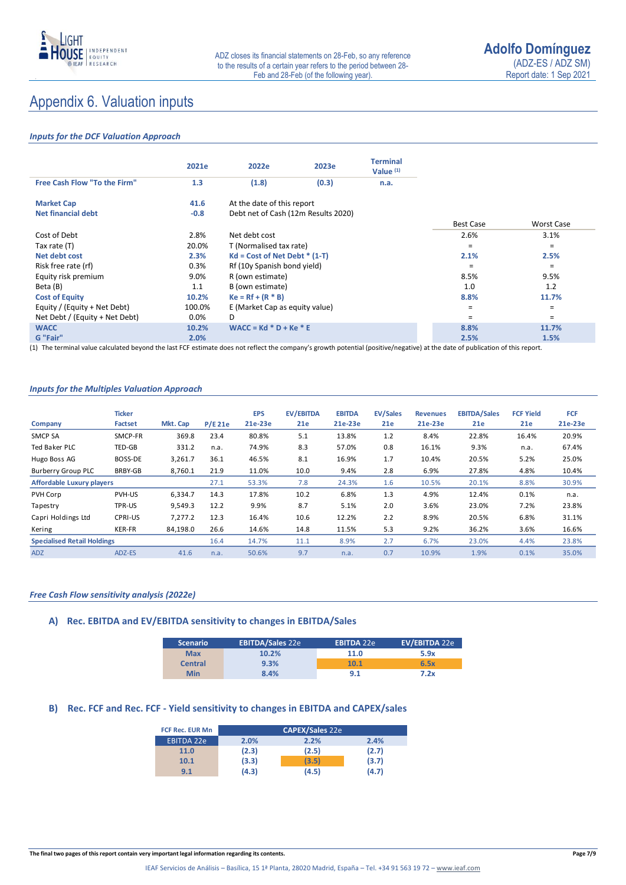# Appendix 6. Valuation inputs

*Inputs for the DCF Valuation Approach*

| | 2021e | 2022e | 2023e | Terminal Value [1] | | Best Case | Worst Case |
|---|---|---|---|---|---|---|---|
| **Free Cash Flow "To the Firm"** | 1.3 | (1.8) | (0.3) | n.a. | | | |
| | | | | | | | |
| **Market Cap** | 41.6 | At the date of this report | | | | | |
| **Net financial debt** | -0.8 | Debt net of Cash (12m Results 2020) | | | | | |
| Cost of Debt | 2.8% | Net debt cost | | | | 2.6% | 3.1% |
| Tax rate (T) | 20.0% | T (Normalised tax rate) | | | | = | = |
| **Net debt cost** | 2.3% | Kd = Cost of Net Debt * (1-T) | | | | 2.1% | 2.5% |
| Risk free rate (rf) | 0.3% | Rf (10y Spanish bond yield) | | | | = | = |
| Equity risk premium | 9.0% | R (own estimate) | | | | 8.5% | 9.5% |
| Beta (B) | 1.1 | B (own estimate) | | | | 1.0 | 1.2 |
| **Cost of Equity** | 10.2% | Ke = Rf + (R * B) | | | | 8.8% | 11.7% |
| Equity / (Equity + Net Debt) | 100.0% | E (Market Cap as equity value) | | | | = | = |
| Net Debt / (Equity + Net Debt) | 0.0% | D | | | | = | = |
| **WACC** | 10.2% | WACC = Kd * D + Ke * E | | | | 8.8% | 11.7% |
| **G "Fair"** | 2.0% | | | | | 2.5% | 1.5% |

(1) The terminal value calculated beyond the last FCF estimate does not reflect the company's growth potential (positive/negative) at the date of publication of this report.

*Inputs for the Multiples Valuation Approach*

| Company | Ticker Factset | Mkt. Cap | P/E 21e | EPS 21e-23e | EV/EBITDA 21e | EBITDA 21e-23e | EV/Sales 21e | Revenues 21e-23e | EBITDA/Sales 21e | FCF Yield 21e | FCF 21e-23e |
|---|---|---|---|---|---|---|---|---|---|---|---|
| SMCP SA | SMCP-FR | 369.8 | 23.4 | 80.8% | 5.1 | 13.8% | 1.2 | 8.4% | 22.8% | 16.4% | 20.9% |
| Ted Baker PLC | TED-GB | 331.2 | n.a. | 74.9% | 8.3 | 57.0% | 0.8 | 16.1% | 9.3% | n.a. | 67.4% |
| Hugo Boss AG | BOSS-DE | 3,261.7 | 36.1 | 46.5% | 8.1 | 16.9% | 1.7 | 10.4% | 20.5% | 5.2% | 25.0% |
| Burberry Group PLC | BRBY-GB | 8,760.1 | 21.9 | 11.0% | 10.0 | 9.4% | 2.8 | 6.9% | 27.8% | 4.8% | 10.4% |
| **Affordable Luxury players** | | | 27.1 | 53.3% | 7.8 | 24.3% | 1.6 | 10.5% | 20.1% | 8.8% | 30.9% |
| PVH Corp | PVH-US | 6,334.7 | 14.3 | 17.8% | 10.2 | 6.8% | 1.3 | 4.9% | 12.4% | 0.1% | n.a. |
| Tapestry | TPR-US | 9,549.3 | 12.2 | 9.9% | 8.7 | 5.1% | 2.0 | 3.6% | 23.0% | 7.2% | 23.8% |
| Capri Holdings Ltd | CPRI-US | 7,277.2 | 12.3 | 16.4% | 10.6 | 12.2% | 2.2 | 8.9% | 20.5% | 6.8% | 31.1% |
| Kering | KER-FR | 84,198.0 | 26.6 | 14.6% | 14.8 | 11.5% | 5.3 | 9.2% | 36.2% | 3.6% | 16.6% |
| **Specialised Retail Holdings** | | | 16.4 | 14.7% | 11.1 | 8.9% | 2.7 | 6.7% | 23.0% | 4.4% | 23.8% |
| ADZ | ADZ-ES | 41.6 | n.a. | 50.6% | 9.7 | n.a. | 0.7 | 10.9% | 1.9% | 0.1% | 35.0% |

*Free Cash Flow sensitivity analysis (2022e)*

### A) Rec. EBITDA and EV/EBITDA sensitivity to changes in EBITDA/Sales

| Scenario | EBITDA/Sales 22e | EBITDA 22e | EV/EBITDA 22e |
|---|---|---|---|
| Max | 10.2% | 11.0 | 5.9x |
| Central | 9.3% | 10.1 | 6.5x |
| Min | 8.4% | 9.1 | 7.2x |

### B) Rec. FCF and Rec. FCF - Yield sensitivity to changes in EBITDA and CAPEX/sales

| FCF Rec. EUR Mn | CAPEX/Sales 22e | | |
|---|---|---|---|
| EBITDA 22e | 2.0% | 2.2% | 2.4% |
| 11.0 | (2.3) | (2.5) | (2.7) |
| 10.1 | (3.3) | (3.5) | (3.7) |
| 9.1 | (4.3) | (4.5) | (4.7) |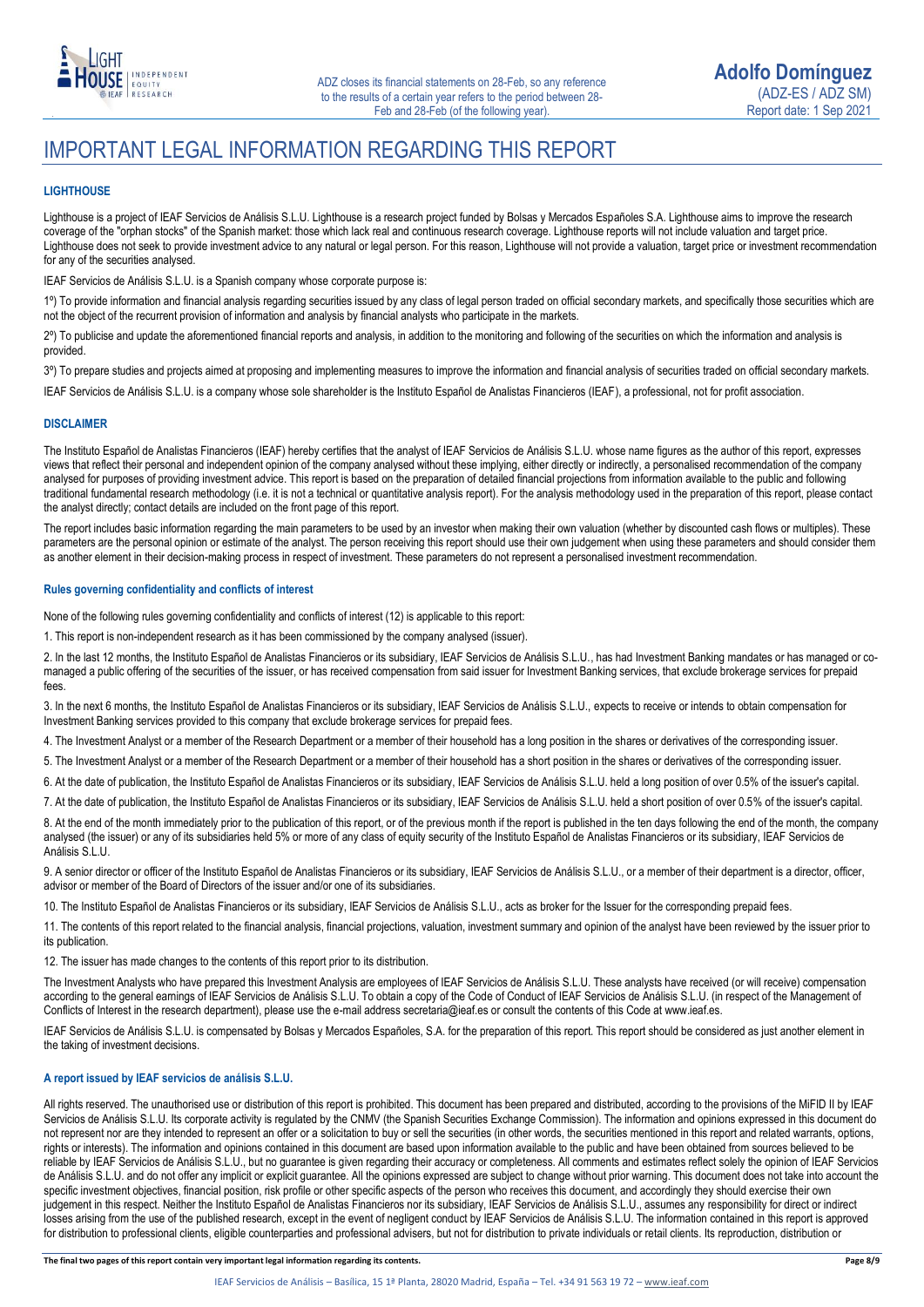# IMPORTANT LEGAL INFORMATION REGARDING THIS REPORT

### LIGHTHOUSE

Lighthouse is a project of IEAF Servicios de Análisis S.L.U. Lighthouse is a research project funded by Bolsas y Mercados Españoles S.A. Lighthouse aims to improve the research coverage of the "orphan stocks" of the Spanish market: those which lack real and continuous research coverage. Lighthouse reports will not include valuation and target price. Lighthouse does not seek to provide investment advice to any natural or legal person. For this reason, Lighthouse will not provide a valuation, target price or investment recommendation for any of the securities analysed.

IEAF Servicios de Análisis S.L.U. is a Spanish company whose corporate purpose is:

1º) To provide information and financial analysis regarding securities issued by any class of legal person traded on official secondary markets, and specifically those securities which are not the object of the recurrent provision of information and analysis by financial analysts who participate in the markets.

2º) To publicise and update the aforementioned financial reports and analysis, in addition to the monitoring and following of the securities on which the information and analysis is provided.

3º) To prepare studies and projects aimed at proposing and implementing measures to improve the information and financial analysis of securities traded on official secondary markets.

IEAF Servicios de Análisis S.L.U. is a company whose sole shareholder is the Instituto Español de Analistas Financieros (IEAF), a professional, not for profit association.

### DISCLAIMER

The Instituto Español de Analistas Financieros (IEAF) hereby certifies that the analyst of IEAF Servicios de Análisis S.L.U. whose name figures as the author of this report, expresses views that reflect their personal and independent opinion of the company analysed without these implying, either directly or indirectly, a personalised recommendation of the company analysed for purposes of providing investment advice. This report is based on the preparation of detailed financial projections from information available to the public and following traditional fundamental research methodology (i.e. it is not a technical or quantitative analysis report). For the analysis methodology used in the preparation of this report, please contact the analyst directly; contact details are included on the front page of this report.

The report includes basic information regarding the main parameters to be used by an investor when making their own valuation (whether by discounted cash flows or multiples). These parameters are the personal opinion or estimate of the analyst. The person receiving this report should use their own judgement when using these parameters and should consider them as another element in their decision-making process in respect of investment. These parameters do not represent a personalised investment recommendation.

### Rules governing confidentiality and conflicts of interest

None of the following rules governing confidentiality and conflicts of interest (12) is applicable to this report:

1. This report is non-independent research as it has been commissioned by the company analysed (issuer).

2. In the last 12 months, the Instituto Español de Analistas Financieros or its subsidiary, IEAF Servicios de Análisis S.L.U., has had Investment Banking mandates or has managed or co-managed a public offering of the securities of the issuer, or has received compensation from said issuer for Investment Banking services, that exclude brokerage services for prepaid fees.

3. In the next 6 months, the Instituto Español de Analistas Financieros or its subsidiary, IEAF Servicios de Análisis S.L.U., expects to receive or intends to obtain compensation for Investment Banking services provided to this company that exclude brokerage services for prepaid fees.

4. The Investment Analyst or a member of the Research Department or a member of their household has a long position in the shares or derivatives of the corresponding issuer.

5. The Investment Analyst or a member of the Research Department or a member of their household has a short position in the shares or derivatives of the corresponding issuer.

6. At the date of publication, the Instituto Español de Analistas Financieros or its subsidiary, IEAF Servicios de Análisis S.L.U. held a long position of over 0.5% of the issuer's capital.

7. At the date of publication, the Instituto Español de Analistas Financieros or its subsidiary, IEAF Servicios de Análisis S.L.U. held a short position of over 0.5% of the issuer's capital.

8. At the end of the month immediately prior to the publication of this report, or of the previous month if the report is published in the ten days following the end of the month, the company analysed (the issuer) or any of its subsidiaries held 5% or more of any class of equity security of the Instituto Español de Analistas Financieros or its subsidiary, IEAF Servicios de Análisis S.L.U.

9. A senior director or officer of the Instituto Español de Analistas Financieros or its subsidiary, IEAF Servicios de Análisis S.L.U., or a member of their department is a director, officer, advisor or member of the Board of Directors of the issuer and/or one of its subsidiaries.

10. The Instituto Español de Analistas Financieros or its subsidiary, IEAF Servicios de Análisis S.L.U., acts as broker for the Issuer for the corresponding prepaid fees.

11. The contents of this report related to the financial analysis, financial projections, valuation, investment summary and opinion of the analyst have been reviewed by the issuer prior to its publication.

12. The issuer has made changes to the contents of this report prior to its distribution.

The Investment Analysts who have prepared this Investment Analysis are employees of IEAF Servicios de Análisis S.L.U. These analysts have received (or will receive) compensation according to the general earnings of IEAF Servicios de Análisis S.L.U. To obtain a copy of the Code of Conduct of IEAF Servicios de Análisis S.L.U. (in respect of the Management of Conflicts of Interest in the research department), please use the e-mail address secretaria@ieaf.es or consult the contents of this Code at www.ieaf.es.

IEAF Servicios de Análisis S.L.U. is compensated by Bolsas y Mercados Españoles, S.A. for the preparation of this report. This report should be considered as just another element in the taking of investment decisions.

### A report issued by IEAF servicios de análisis S.L.U.

All rights reserved. The unauthorised use or distribution of this report is prohibited. This document has been prepared and distributed, according to the provisions of the MiFID II by IEAF Servicios de Análisis S.L.U. Its corporate activity is regulated by the CNMV (the Spanish Securities Exchange Commission). The information and opinions expressed in this document do not represent nor are they intended to represent an offer or a solicitation to buy or sell the securities (in other words, the securities mentioned in this report and related warrants, options, rights or interests). The information and opinions contained in this document are based upon information available to the public and have been obtained from sources believed to be reliable by IEAF Servicios de Análisis S.L.U., but no guarantee is given regarding their accuracy or completeness. All comments and estimates reflect solely the opinion of IEAF Servicios de Análisis S.L.U. and do not offer any implicit or explicit guarantee. All the opinions expressed are subject to change without prior warning. This document does not take into account the specific investment objectives, financial position, risk profile or other specific aspects of the person who receives this document, and accordingly they should exercise their own judgement in this respect. Neither the Instituto Español de Analistas Financieros nor its subsidiary, IEAF Servicios de Análisis S.L.U., assumes any responsibility for direct or indirect losses arising from the use of the published research, except in the event of negligent conduct by IEAF Servicios de Análisis S.L.U. The information contained in this report is approved for distribution to professional clients, eligible counterparties and professional advisers, but not for distribution to private individuals or retail clients. Its reproduction, distribution or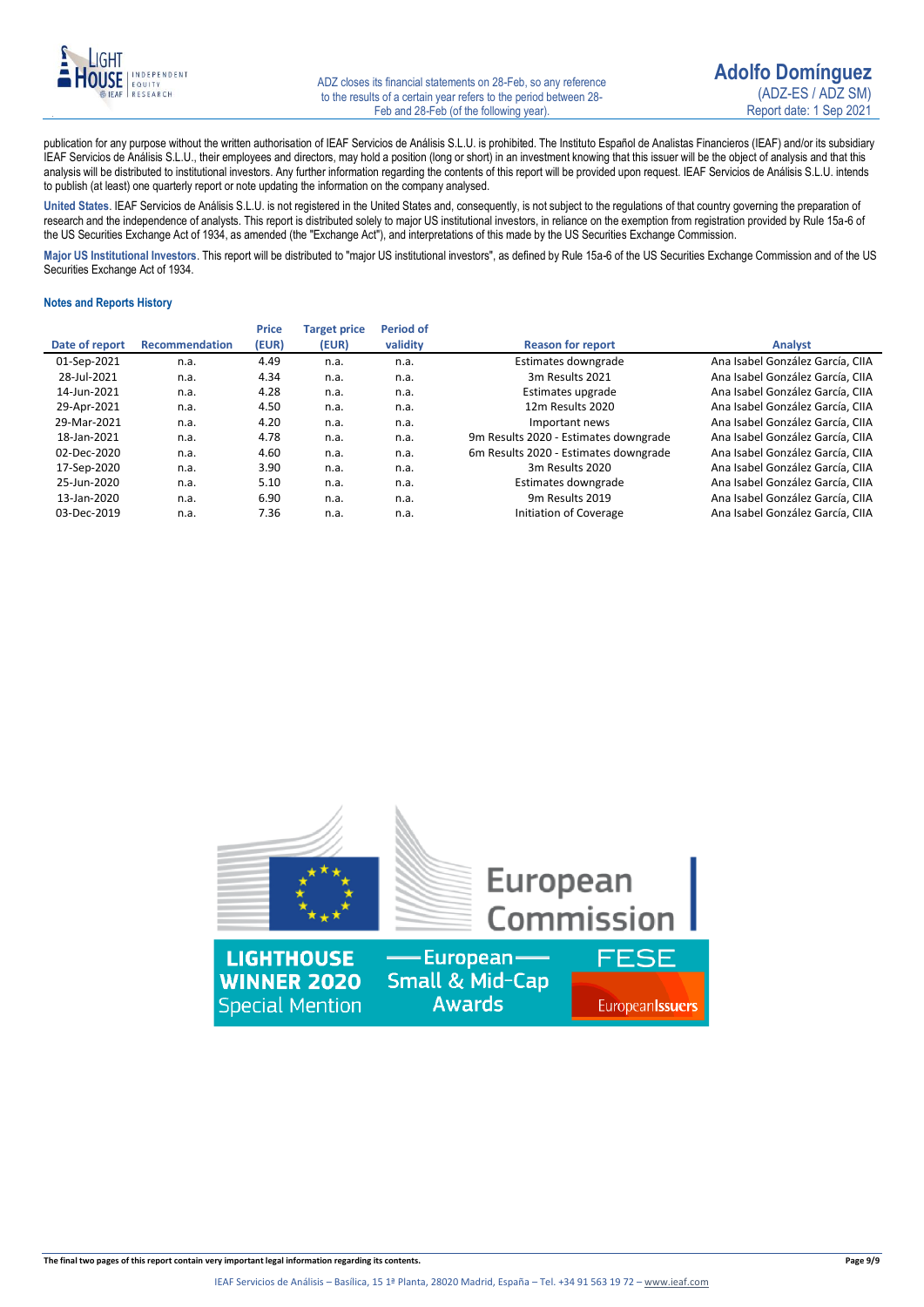publication for any purpose without the written authorisation of IEAF Servicios de Análisis S.L.U. is prohibited. The Instituto Español de Analistas Financieros (IEAF) and/or its subsidiary IEAF Servicios de Análisis S.L.U., their employees and directors, may hold a position (long or short) in an investment knowing that this issuer will be the object of analysis and that this analysis will be distributed to institutional investors. Any further information regarding the contents of this report will be provided upon request. IEAF Servicios de Análisis S.L.U. intends to publish (at least) one quarterly report or note updating the information on the company analysed.

**United States.** IEAF Servicios de Análisis S.L.U. is not registered in the United States and, consequently, is not subject to the regulations of that country governing the preparation of research and the independence of analysts. This report is distributed solely to major US institutional investors, in reliance on the exemption from registration provided by Rule 15a-6 of the US Securities Exchange Act of 1934, as amended (the "Exchange Act"), and interpretations of this made by the US Securities Exchange Commission.

**Major US Institutional Investors.** This report will be distributed to "major US institutional investors", as defined by Rule 15a-6 of the US Securities Exchange Commission and of the US Securities Exchange Act of 1934.

### Notes and Reports History

| Date of report | Recommendation | Price (EUR) | Target price (EUR) | Period of validity | Reason for report | Analyst |
|---|---|---|---|---|---|---|
| 01-Sep-2021 | n.a. | 4.49 | n.a. | n.a. | Estimates downgrade | Ana Isabel González García, CIIA |
| 28-Jul-2021 | n.a. | 4.34 | n.a. | n.a. | 3m Results 2021 | Ana Isabel González García, CIIA |
| 14-Jun-2021 | n.a. | 4.28 | n.a. | n.a. | Estimates upgrade | Ana Isabel González García, CIIA |
| 29-Apr-2021 | n.a. | 4.50 | n.a. | n.a. | 12m Results 2020 | Ana Isabel González García, CIIA |
| 29-Mar-2021 | n.a. | 4.20 | n.a. | n.a. | Important news | Ana Isabel González García, CIIA |
| 18-Jan-2021 | n.a. | 4.78 | n.a. | n.a. | 9m Results 2020 - Estimates downgrade | Ana Isabel González García, CIIA |
| 02-Dec-2020 | n.a. | 4.60 | n.a. | n.a. | 6m Results 2020 - Estimates downgrade | Ana Isabel González García, CIIA |
| 17-Sep-2020 | n.a. | 3.90 | n.a. | n.a. | 3m Results 2020 | Ana Isabel González García, CIIA |
| 25-Jun-2020 | n.a. | 5.10 | n.a. | n.a. | Estimates downgrade | Ana Isabel González García, CIIA |
| 13-Jan-2020 | n.a. | 6.90 | n.a. | n.a. | 9m Results 2019 | Ana Isabel González García, CIIA |
| 03-Dec-2019 | n.a. | 7.36 | n.a. | n.a. | Initiation of Coverage | Ana Isabel González García, CIIA |

European Commission

LIGHTHOUSE WINNER 2020 Special Mention

European Small & Mid-Cap Awards

FESE EuropeanIssuers